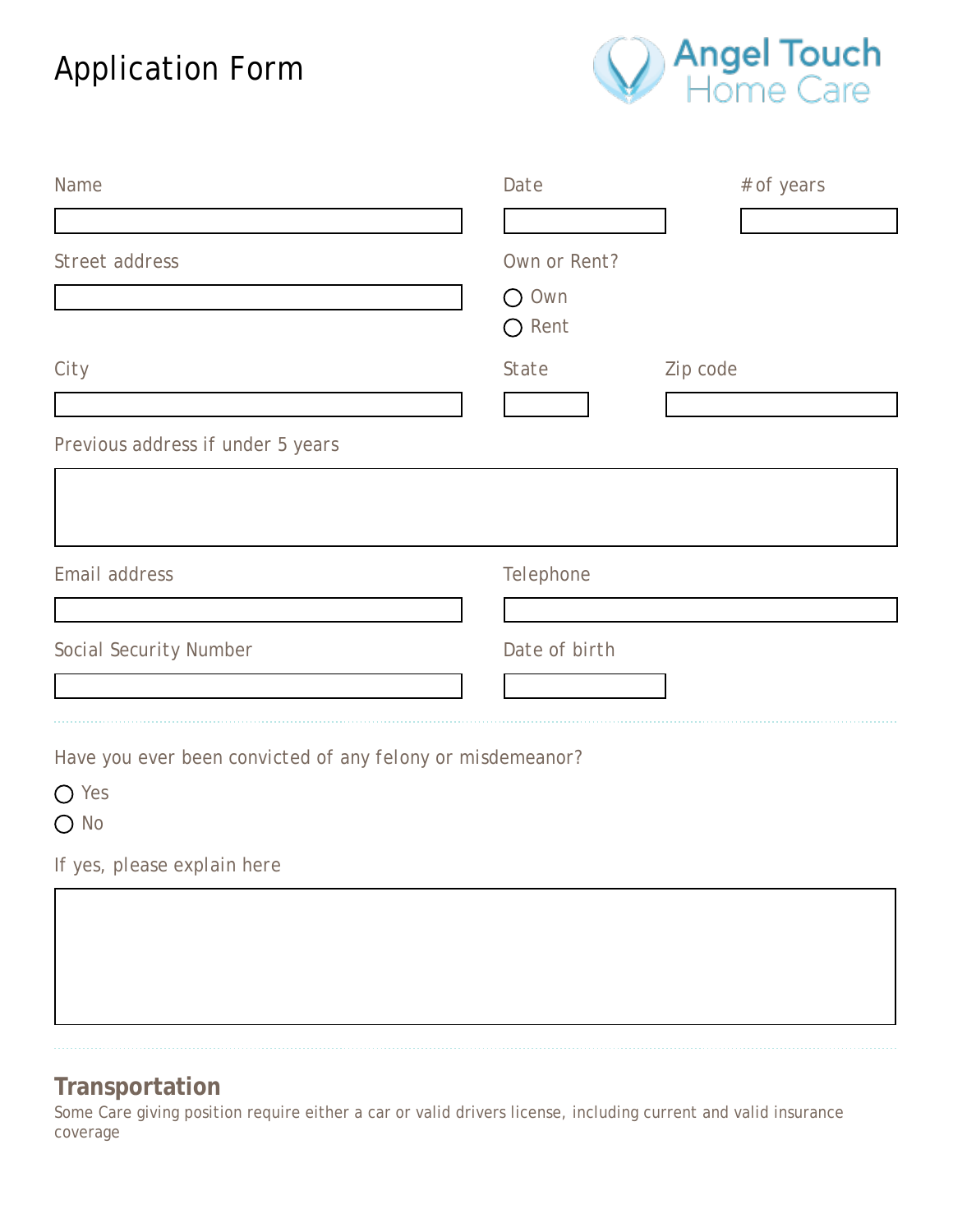# Application Form

Angel Touch Home Care

Name

Date

# of years

Street address

Own or Rent?

○ Own
○ Rent

City

State

Zip code

Previous address if under 5 years

Email address

Telephone

Social Security Number

Date of birth

Have you ever been convicted of any felony or misdemeanor?

○ Yes
○ No

If yes, please explain here

## Transportation

Some Care giving position require either a car or valid drivers license, including current and valid insurance coverage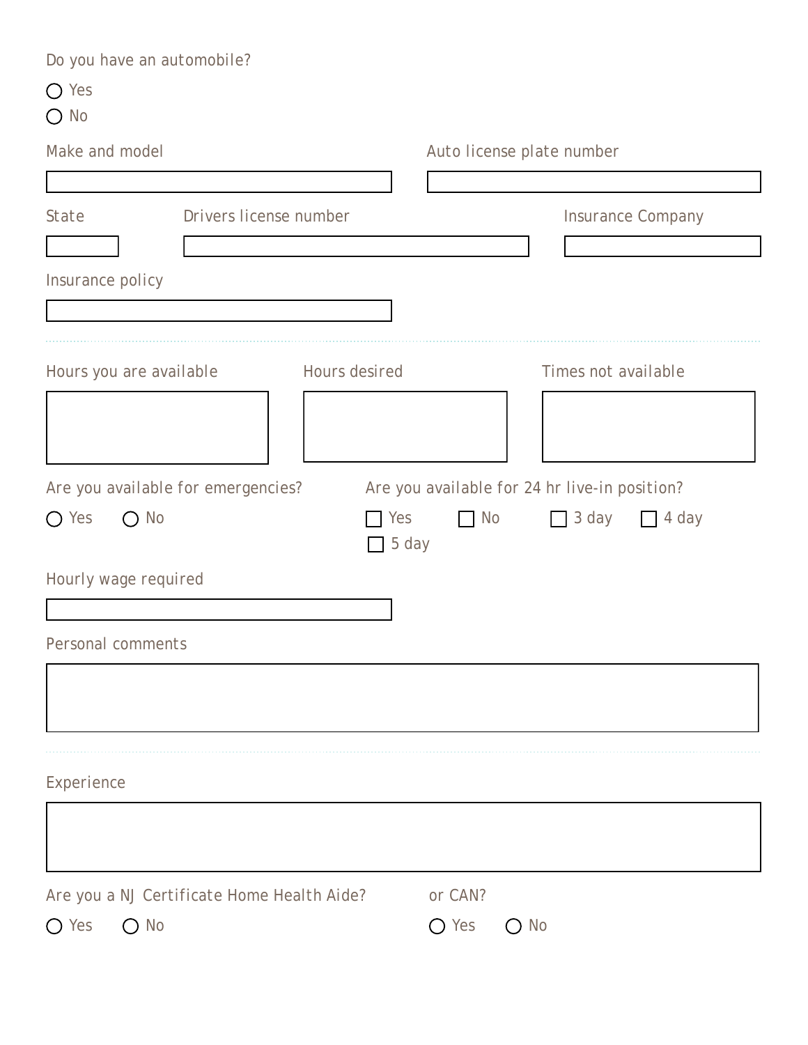Do you have an automobile?

○ Yes
○ No

Make and model

Auto license plate number

State

Drivers license number

Insurance Company

Insurance policy

---

Hours you are available

Hours desired

Times not available

Are you available for emergencies?

○ Yes ○ No

Are you available for 24 hr live-in position?

☐ Yes ☐ No ☐ 3 day ☐ 4 day ☐ 5 day

Hourly wage required

Personal comments

---

Experience

Are you a NJ Certificate Home Health Aide?

○ Yes ○ No

or CAN?

○ Yes ○ No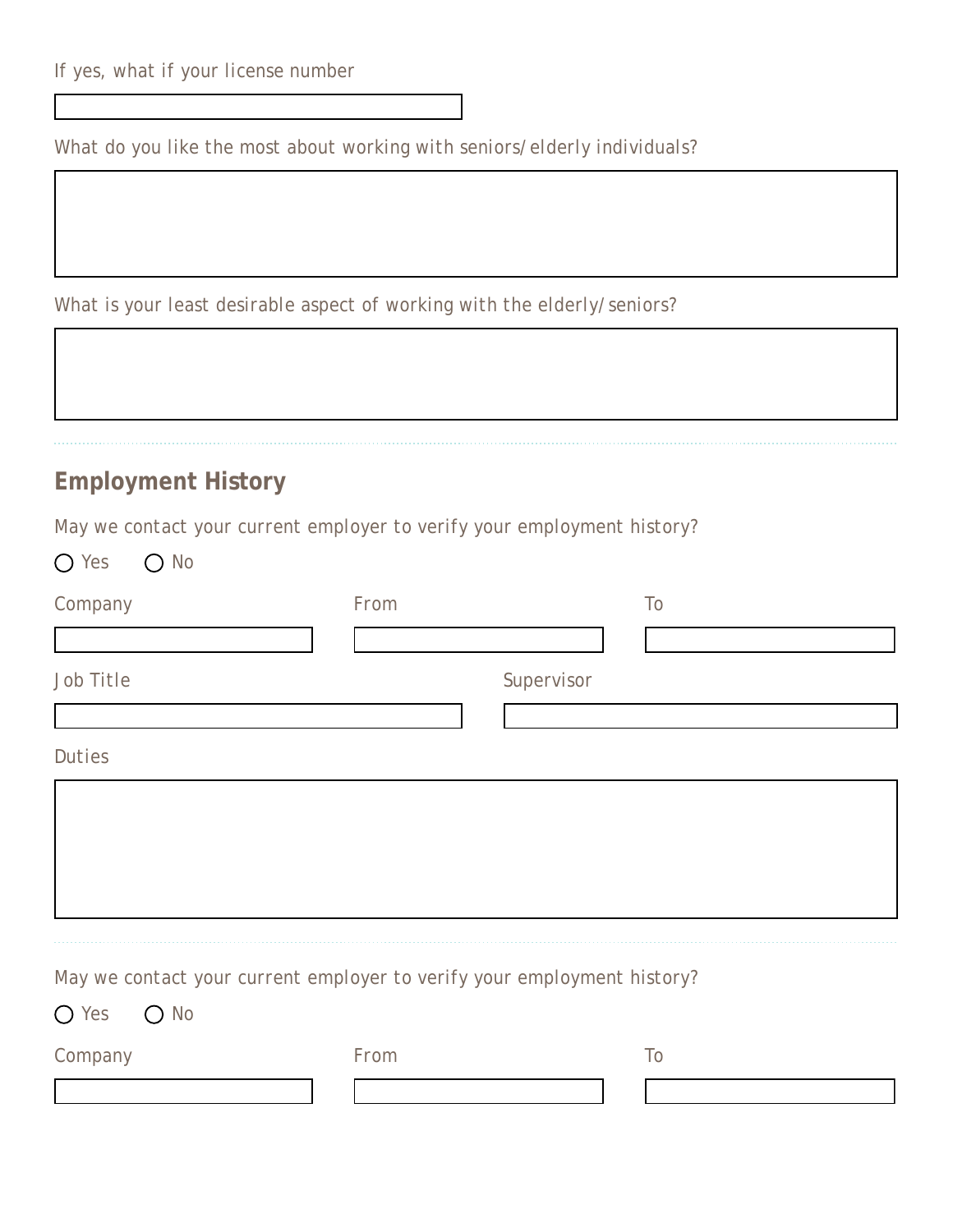If yes, what if your license number

What do you like the most about working with seniors/elderly individuals?

What is your least desirable aspect of working with the elderly/seniors?

---

## Employment History

May we contact your current employer to verify your employment history?

○ Yes ○ No

Company

From

To

Job Title

Supervisor

Duties

---

May we contact your current employer to verify your employment history?

○ Yes ○ No

Company

From

To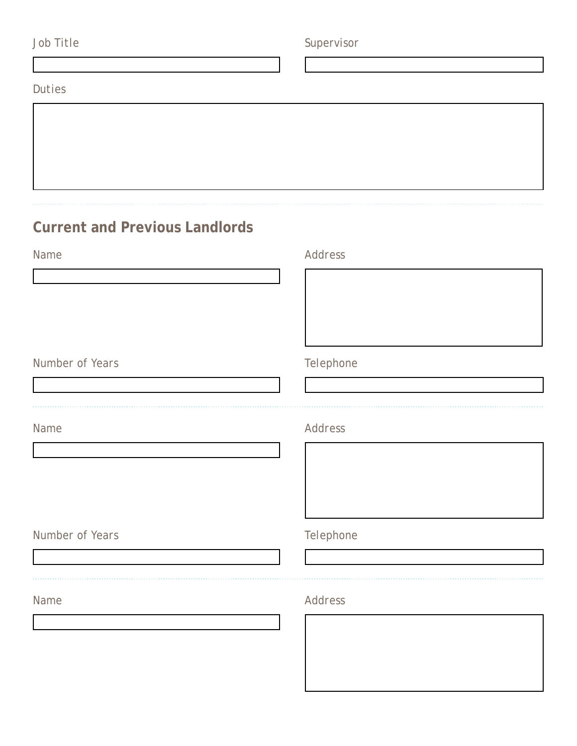Job Title

Supervisor

Duties

## Current and Previous Landlords

Name

Address

Number of Years

Telephone

Name

Address

Number of Years

Telephone

Name

Address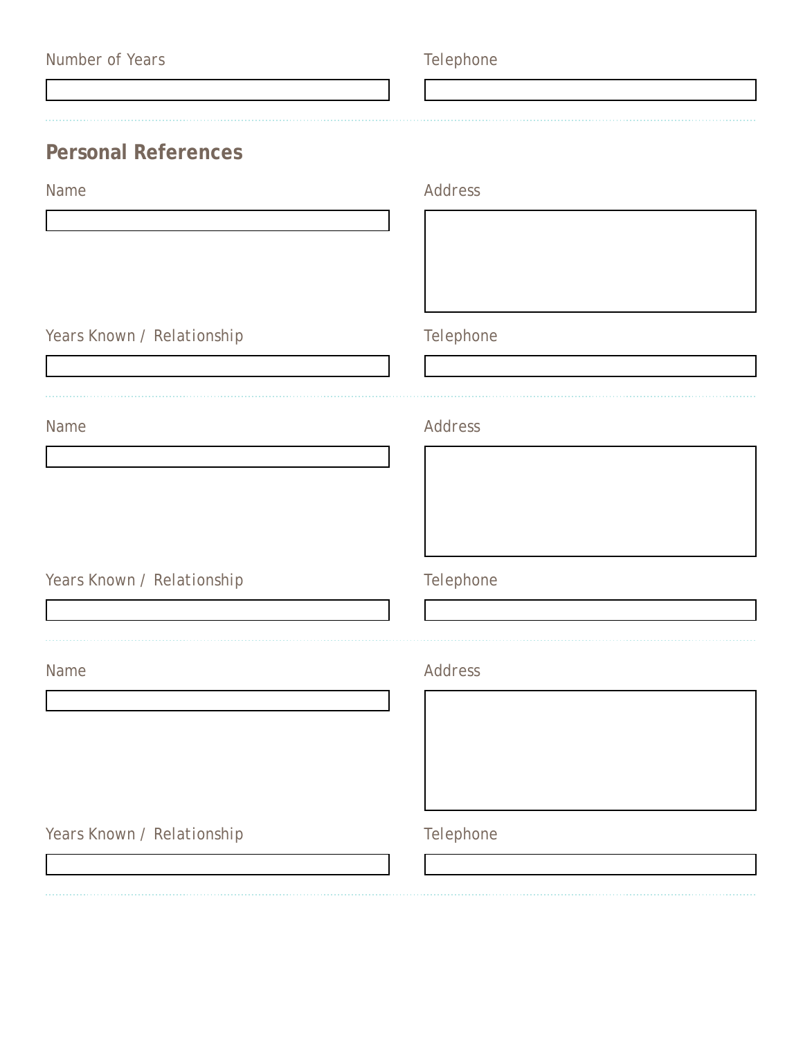Number of Years

Telephone

---

## Personal References

Name

Address

Years Known / Relationship

Telephone

---

Name

Address

Years Known / Relationship

Telephone

---

Name

Address

Years Known / Relationship

Telephone

---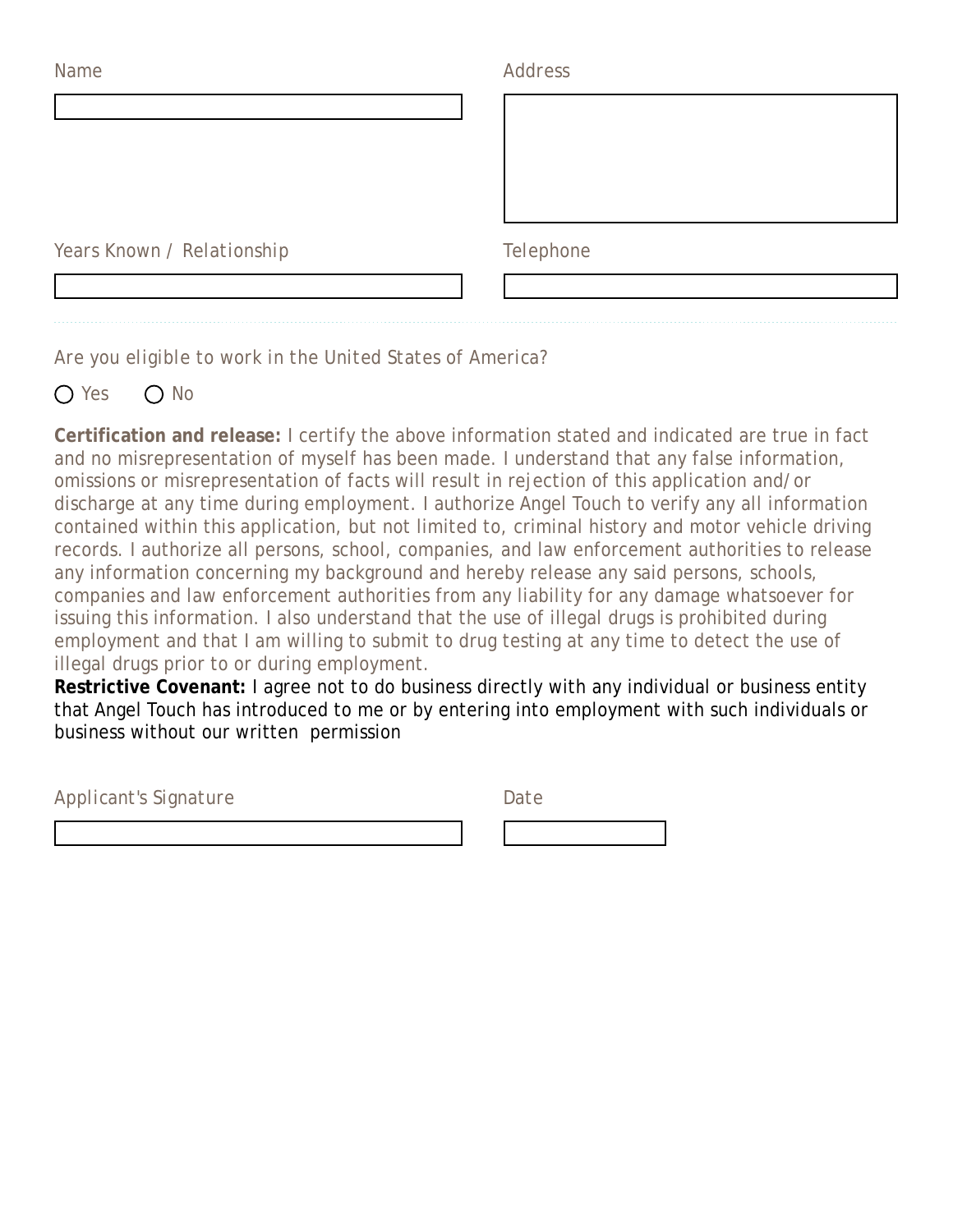Name

Address

Years Known / Relationship

Telephone

Are you eligible to work in the United States of America?

○ Yes ○ No

**Certification and release:** I certify the above information stated and indicated are true in fact and no misrepresentation of myself has been made. I understand that any false information, omissions or misrepresentation of facts will result in rejection of this application and/or discharge at any time during employment. I authorize Angel Touch to verify any all information contained within this application, but not limited to, criminal history and motor vehicle driving records. I authorize all persons, school, companies, and law enforcement authorities to release any information concerning my background and hereby release any said persons, schools, companies and law enforcement authorities from any liability for any damage whatsoever for issuing this information. I also understand that the use of illegal drugs is prohibited during employment and that I am willing to submit to drug testing at any time to detect the use of illegal drugs prior to or during employment.

**Restrictive Covenant:** I agree not to do business directly with any individual or business entity that Angel Touch has introduced to me or by entering into employment with such individuals or business without our written permission

Applicant's Signature

Date